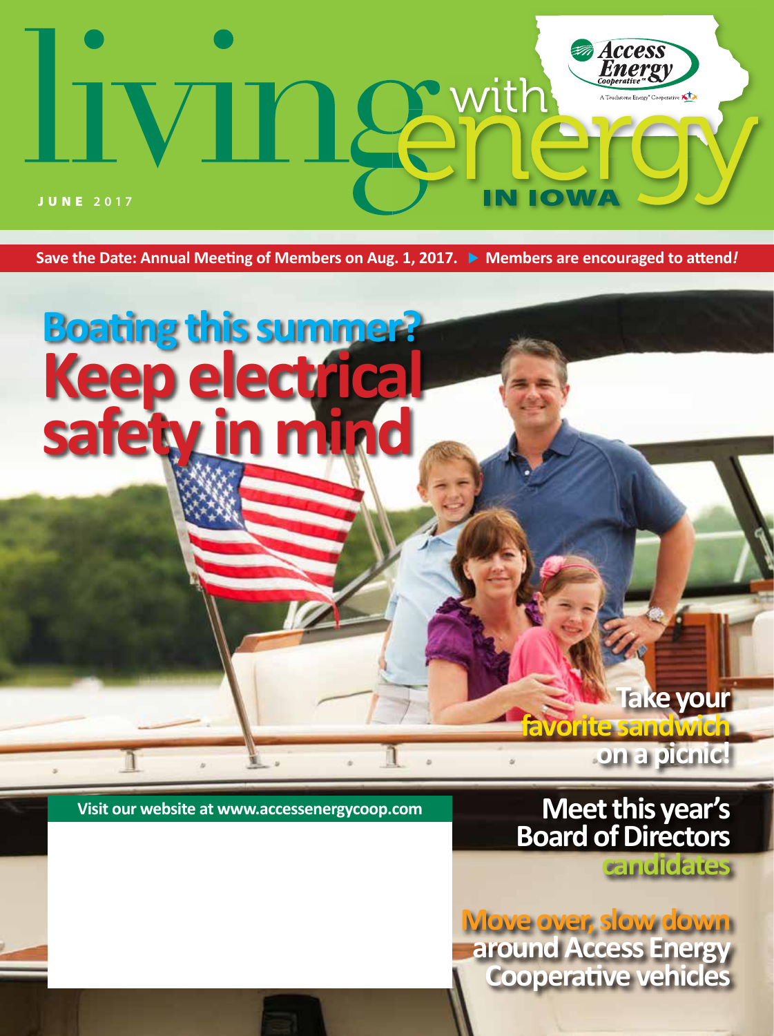# living with energy IN IOWA

Access Energy Cooperative
A Touchstone Energy® Cooperative

JUNE 2017

**Save the Date: Annual Meeting of Members on Aug. 1, 2017. ▶ Members are encouraged to attend!**

## Boating this summer? Keep electrical safety in mind

## Take your favorite sandwich on a picnic!

Visit our website at www.accessenergycoop.com

## Meet this year's Board of Directors candidates

## Move over, slow down around Access Energy Cooperative vehicles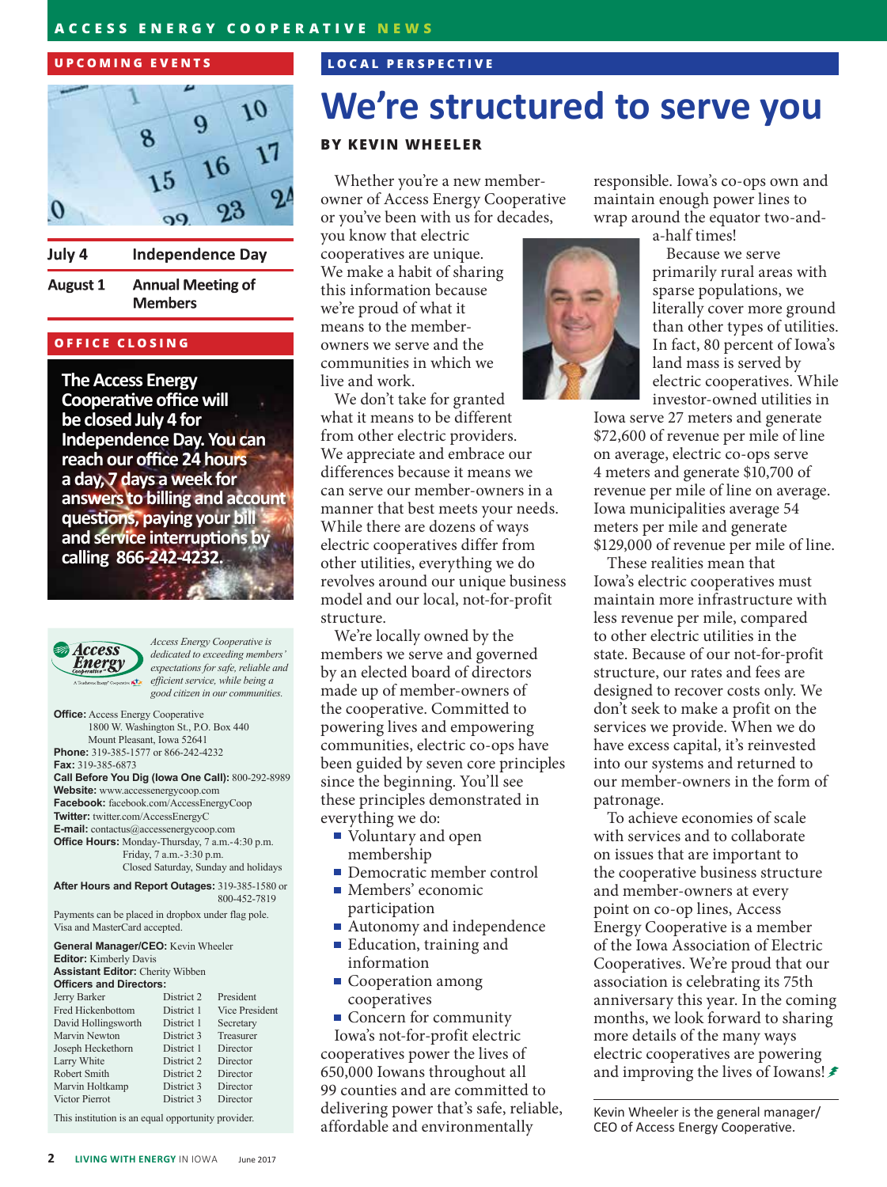## UPCOMING EVENTS

| | |
|---|---|
| July 4 | Independence Day |
| August 1 | Annual Meeting of Members |

## OFFICE CLOSING

**The Access Energy Cooperative office will be closed July 4 for Independence Day. You can reach our office 24 hours a day, 7 days a week for answers to billing and account questions, paying your bill and service interruptions by calling 866-242-4232.**

*Access Energy Cooperative is dedicated to exceeding members' expectations for safe, reliable and efficient service, while being a good citizen in our communities.*

**Office:** Access Energy Cooperative
1800 W. Washington St., P.O. Box 440
Mount Pleasant, Iowa 52641
**Phone:** 319-385-1577 or 866-242-4232
**Fax:** 319-385-6873
**Call Before You Dig (Iowa One Call):** 800-292-8989
**Website:** www.accessenergycoop.com
**Facebook:** facebook.com/AccessEnergyCoop
**Twitter:** twitter.com/AccessEnergyC
**E-mail:** contactus@accessenergycoop.com
**Office Hours:** Monday-Thursday, 7 a.m.-4:30 p.m.
Friday, 7 a.m.-3:30 p.m.
Closed Saturday, Sunday and holidays

**After Hours and Report Outages:** 319-385-1580 or 800-452-7819

Payments can be placed in dropbox under flag pole. Visa and MasterCard accepted.

**General Manager/CEO:** Kevin Wheeler
**Editor:** Kimberly Davis
**Assistant Editor:** Cherity Wibben
**Officers and Directors:**

| | | |
|---|---|---|
| Jerry Barker | District 2 | President |
| Fred Hickenbottom | District 1 | Vice President |
| David Hollingsworth | District 1 | Secretary |
| Marvin Newton | District 3 | Treasurer |
| Joseph Heckethorn | District 1 | Director |
| Larry White | District 2 | Director |
| Robert Smith | District 2 | Director |
| Marvin Holtkamp | District 3 | Director |
| Victor Pierrot | District 3 | Director |

This institution is an equal opportunity provider.

## LOCAL PERSPECTIVE

# We're structured to serve you

**BY KEVIN WHEELER**

Whether you're a new member-owner of Access Energy Cooperative or you've been with us for decades, you know that electric cooperatives are unique. We make a habit of sharing this information because we're proud of what it means to the member-owners we serve and the communities in which we live and work.

We don't take for granted what it means to be different from other electric providers. We appreciate and embrace our differences because it means we can serve our member-owners in a manner that best meets your needs. While there are dozens of ways electric cooperatives differ from other utilities, everything we do revolves around our unique business model and our local, not-for-profit structure.

We're locally owned by the members we serve and governed by an elected board of directors made up of member-owners of the cooperative. Committed to powering lives and empowering communities, electric co-ops have been guided by seven core principles since the beginning. You'll see these principles demonstrated in everything we do:

- Voluntary and open membership
- Democratic member control
- Members' economic participation
- Autonomy and independence
- Education, training and information
- Cooperation among cooperatives
- Concern for community

Iowa's not-for-profit electric cooperatives power the lives of 650,000 Iowans throughout all 99 counties and are committed to delivering power that's safe, reliable, affordable and environmentally responsible. Iowa's co-ops own and maintain enough power lines to wrap around the equator two-and-a-half times!

Because we serve primarily rural areas with sparse populations, we literally cover more ground than other types of utilities. In fact, 80 percent of Iowa's land mass is served by electric cooperatives. While investor-owned utilities in Iowa serve 27 meters and generate $72,600 of revenue per mile of line on average, electric co-ops serve 4 meters and generate $10,700 of revenue per mile of line on average. Iowa municipalities average 54 meters per mile and generate $129,000 of revenue per mile of line.

These realities mean that Iowa's electric cooperatives must maintain more infrastructure with less revenue per mile, compared to other electric utilities in the state. Because of our not-for-profit structure, our rates and fees are designed to recover costs only. We don't seek to make a profit on the services we provide. When we do have excess capital, it's reinvested into our systems and returned to our member-owners in the form of patronage.

To achieve economies of scale with services and to collaborate on issues that are important to the cooperative business structure and member-owners at every point on co-op lines, Access Energy Cooperative is a member of the Iowa Association of Electric Cooperatives. We're proud that our association is celebrating its 75th anniversary this year. In the coming months, we look forward to sharing more details of the many ways electric cooperatives are powering and improving the lives of Iowans!

*Kevin Wheeler is the general manager/CEO of Access Energy Cooperative.*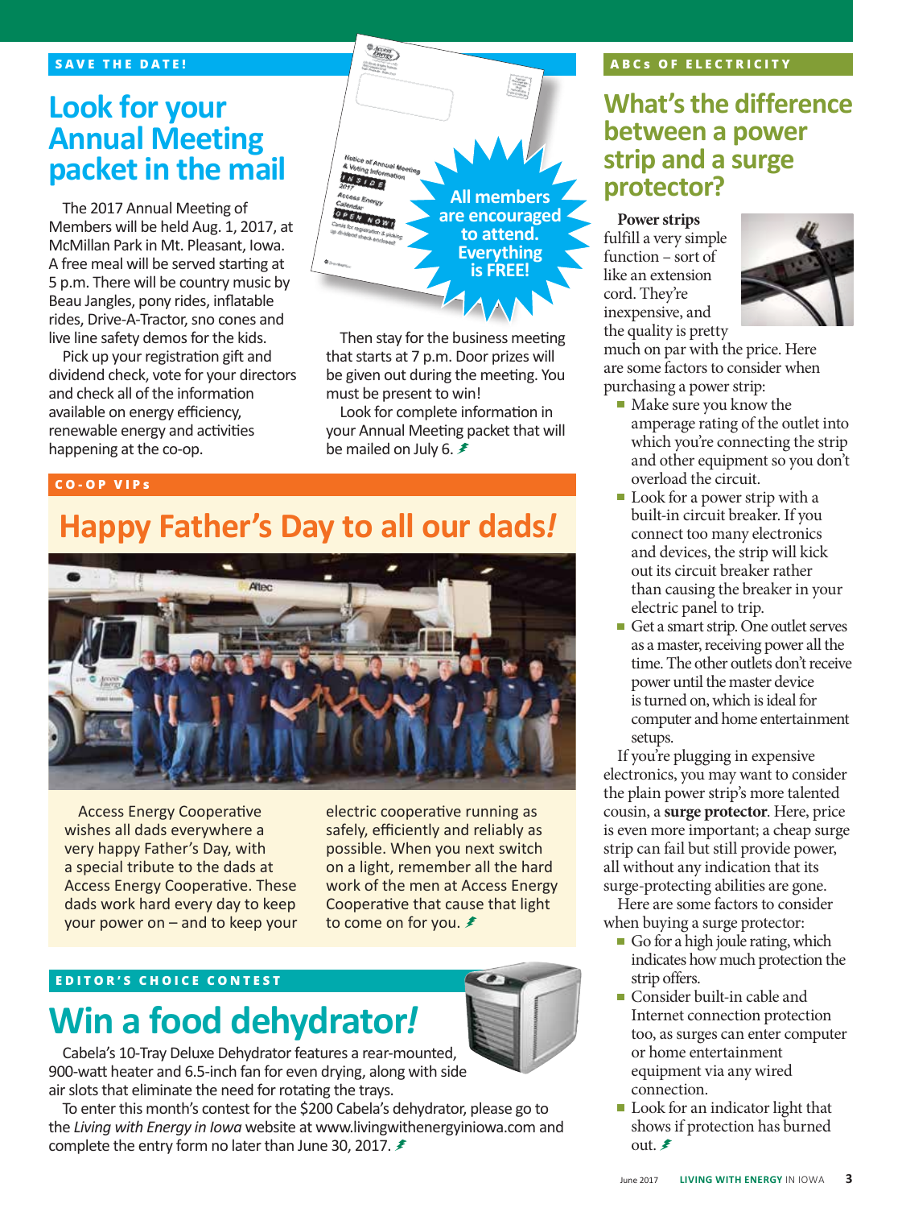SAVE THE DATE!

# Look for your Annual Meeting packet in the mail

The 2017 Annual Meeting of Members will be held Aug. 1, 2017, at McMillan Park in Mt. Pleasant, Iowa. A free meal will be served starting at 5 p.m. There will be country music by Beau Jangles, pony rides, inflatable rides, Drive-A-Tractor, sno cones and live line safety demos for the kids.

Pick up your registration gift and dividend check, vote for your directors and check all of the information available on energy efficiency, renewable energy and activities happening at the co-op.

All members are encouraged to attend. Everything is FREE!

Then stay for the business meeting that starts at 7 p.m. Door prizes will be given out during the meeting. You must be present to win!

Look for complete information in your Annual Meeting packet that will be mailed on July 6.

CO-OP VIPs

# Happy Father's Day to all our dads!

Access Energy Cooperative wishes all dads everywhere a very happy Father's Day, with a special tribute to the dads at Access Energy Cooperative. These dads work hard every day to keep your power on – and to keep your electric cooperative running as safely, efficiently and reliably as possible. When you next switch on a light, remember all the hard work of the men at Access Energy Cooperative that cause that light to come on for you.

EDITOR'S CHOICE CONTEST

# Win a food dehydrator!

Cabela's 10-Tray Deluxe Dehydrator features a rear-mounted, 900-watt heater and 6.5-inch fan for even drying, along with side air slots that eliminate the need for rotating the trays.

To enter this month's contest for the $200 Cabela's dehydrator, please go to the *Living with Energy in Iowa* website at www.livingwithenergyiniowa.com and complete the entry form no later than June 30, 2017.

ABCs OF ELECTRICITY

# What's the difference between a power strip and a surge protector?

**Power strips** fulfill a very simple function – sort of like an extension cord. They're inexpensive, and the quality is pretty much on par with the price. Here are some factors to consider when purchasing a power strip:

- Make sure you know the amperage rating of the outlet into which you're connecting the strip and other equipment so you don't overload the circuit.
- Look for a power strip with a built-in circuit breaker. If you connect too many electronics and devices, the strip will kick out its circuit breaker rather than causing the breaker in your electric panel to trip.
- Get a smart strip. One outlet serves as a master, receiving power all the time. The other outlets don't receive power until the master device is turned on, which is ideal for computer and home entertainment setups.

If you're plugging in expensive electronics, you may want to consider the plain power strip's more talented cousin, a **surge protector**. Here, price is even more important; a cheap surge strip can fail but still provide power, all without any indication that its surge-protecting abilities are gone.

Here are some factors to consider when buying a surge protector:

- Go for a high joule rating, which indicates how much protection the strip offers.
- Consider built-in cable and Internet connection protection too, as surges can enter computer or home entertainment equipment via any wired connection.
- Look for an indicator light that shows if protection has burned out.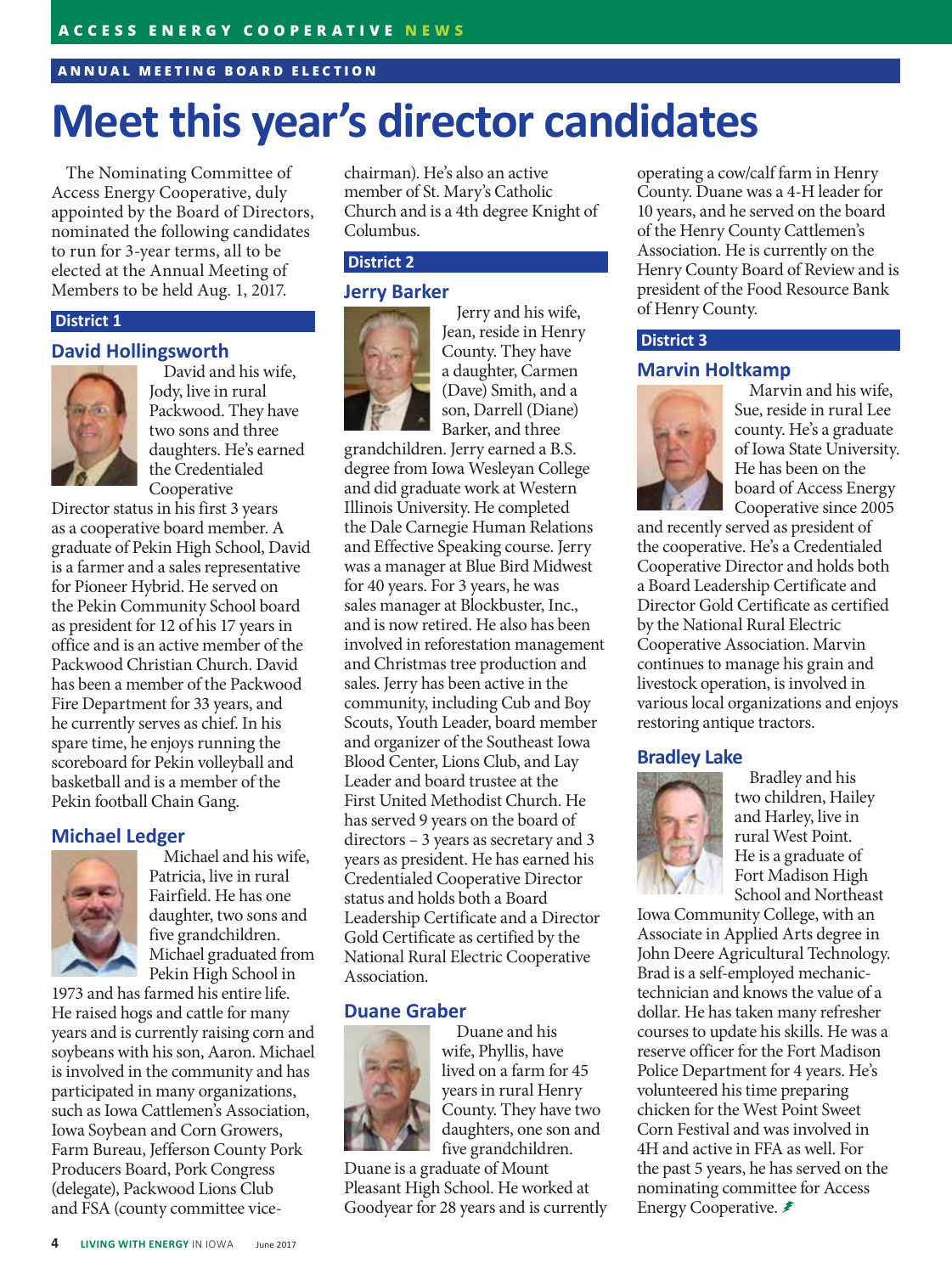ACCESS ENERGY COOPERATIVE NEWS

ANNUAL MEETING BOARD ELECTION

# Meet this year's director candidates

The Nominating Committee of Access Energy Cooperative, duly appointed by the Board of Directors, nominated the following candidates to run for 3-year terms, all to be elected at the Annual Meeting of Members to be held Aug. 1, 2017.

## District 1

### David Hollingsworth

David and his wife, Jody, live in rural Packwood. They have two sons and three daughters. He's earned the Credentialed Cooperative Director status in his first 3 years as a cooperative board member. A graduate of Pekin High School, David is a farmer and a sales representative for Pioneer Hybrid. He served on the Pekin Community School board as president for 12 of his 17 years in office and is an active member of the Packwood Christian Church. David has been a member of the Packwood Fire Department for 33 years, and he currently serves as chief. In his spare time, he enjoys running the scoreboard for Pekin volleyball and basketball and is a member of the Pekin football Chain Gang.

### Michael Ledger

Michael and his wife, Patricia, live in rural Fairfield. He has one daughter, two sons and five grandchildren. Michael graduated from Pekin High School in 1973 and has farmed his entire life. He raised hogs and cattle for many years and is currently raising corn and soybeans with his son, Aaron. Michael is involved in the community and has participated in many organizations, such as Iowa Cattlemen's Association, Iowa Soybean and Corn Growers, Farm Bureau, Jefferson County Pork Producers Board, Pork Congress (delegate), Packwood Lions Club and FSA (county committee vice-chairman). He's also an active member of St. Mary's Catholic Church and is a 4th degree Knight of Columbus.

## District 2

### Jerry Barker

Jerry and his wife, Jean, reside in Henry County. They have a daughter, Carmen (Dave) Smith, and a son, Darrell (Diane) Barker, and three grandchildren. Jerry earned a B.S. degree from Iowa Wesleyan College and did graduate work at Western Illinois University. He completed the Dale Carnegie Human Relations and Effective Speaking course. Jerry was a manager at Blue Bird Midwest for 40 years. For 3 years, he was sales manager at Blockbuster, Inc., and is now retired. He also has been involved in reforestation management and Christmas tree production and sales. Jerry has been active in the community, including Cub and Boy Scouts, Youth Leader, board member and organizer of the Southeast Iowa Blood Center, Lions Club, and Lay Leader and board trustee at the First United Methodist Church. He has served 9 years on the board of directors – 3 years as secretary and 3 years as president. He has earned his Credentialed Cooperative Director status and holds both a Board Leadership Certificate and a Director Gold Certificate as certified by the National Rural Electric Cooperative Association.

### Duane Graber

Duane and his wife, Phyllis, have lived on a farm for 45 years in rural Henry County. They have two daughters, one son and five grandchildren. Duane is a graduate of Mount Pleasant High School. He worked at Goodyear for 28 years and is currently operating a cow/calf farm in Henry County. Duane was a 4-H leader for 10 years, and he served on the board of the Henry County Cattlemen's Association. He is currently on the Henry County Board of Review and is president of the Food Resource Bank of Henry County.

## District 3

### Marvin Holtkamp

Marvin and his wife, Sue, reside in rural Lee county. He's a graduate of Iowa State University. He has been on the board of Access Energy Cooperative since 2005 and recently served as president of the cooperative. He's a Credentialed Cooperative Director and holds both a Board Leadership Certificate and Director Gold Certificate as certified by the National Rural Electric Cooperative Association. Marvin continues to manage his grain and livestock operation, is involved in various local organizations and enjoys restoring antique tractors.

### Bradley Lake

Bradley and his two children, Hailey and Harley, live in rural West Point. He is a graduate of Fort Madison High School and Northeast Iowa Community College, with an Associate in Applied Arts degree in John Deere Agricultural Technology. Brad is a self-employed mechanic-technician and knows the value of a dollar. He has taken many refresher courses to update his skills. He was a reserve officer for the Fort Madison Police Department for 4 years. He's volunteered his time preparing chicken for the West Point Sweet Corn Festival and was involved in 4H and active in FFA as well. For the past 5 years, he has served on the nominating committee for Access Energy Cooperative.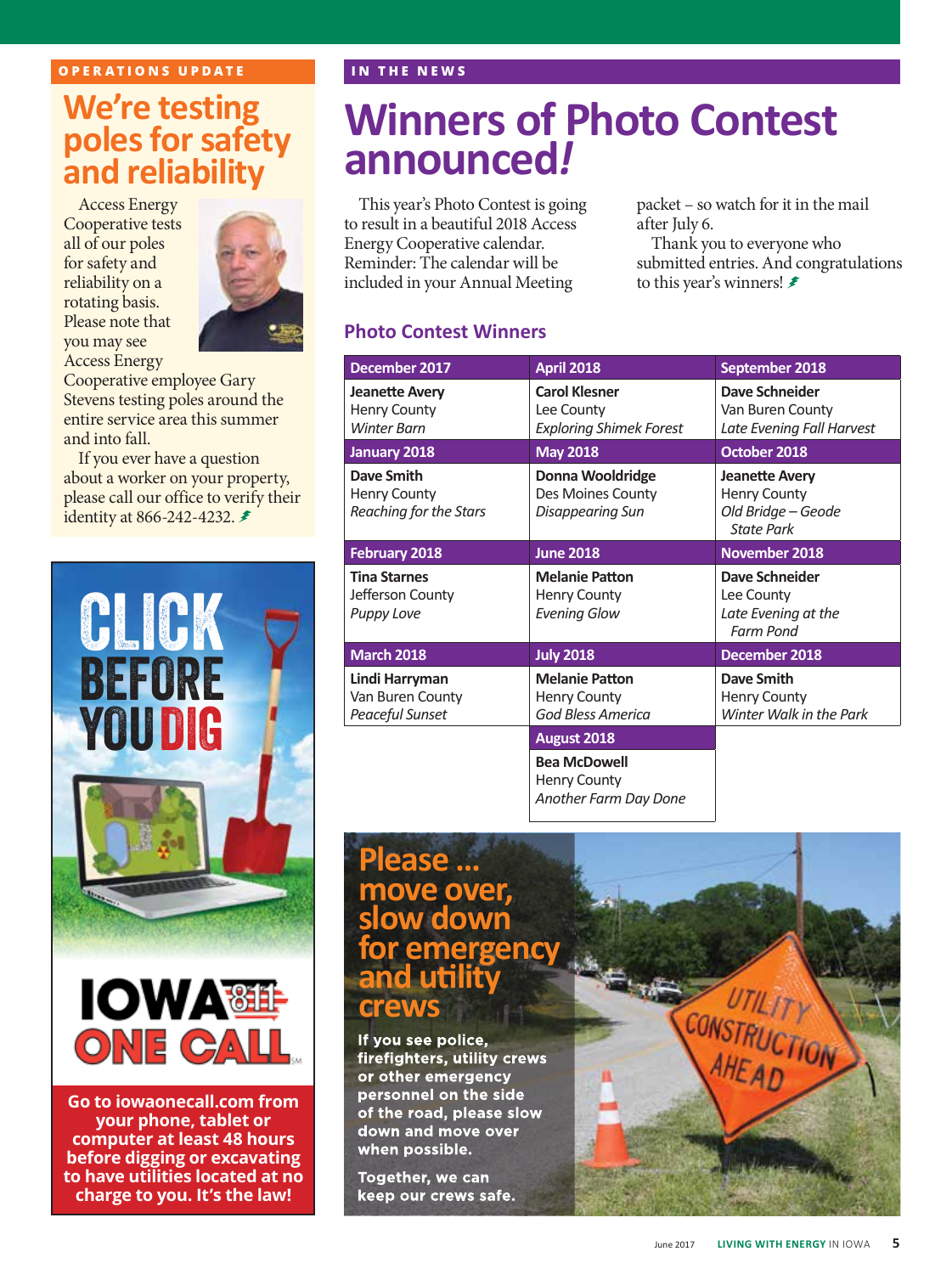OPERATIONS UPDATE

## We're testing poles for safety and reliability

Access Energy Cooperative tests all of our poles for safety and reliability on a rotating basis. Please note that you may see Access Energy Cooperative employee Gary Stevens testing poles around the entire service area this summer and into fall.

If you ever have a question about a worker on your property, please call our office to verify their identity at 866-242-4232.

CLICK BEFORE YOU DIG

IOWA 811 ONE CALL

**Go to iowaonecall.com from your phone, tablet or computer at least 48 hours before digging or excavating to have utilities located at no charge to you. It's the law!**

IN THE NEWS

# Winners of Photo Contest announced!

This year's Photo Contest is going to result in a beautiful 2018 Access Energy Cooperative calendar. Reminder: The calendar will be included in your Annual Meeting packet – so watch for it in the mail after July 6.

Thank you to everyone who submitted entries. And congratulations to this year's winners!

### Photo Contest Winners

| December 2017 | April 2018 | September 2018 |
|---|---|---|
| **Jeanette Avery**<br>Henry County<br>*Winter Barn* | **Carol Klesner**<br>Lee County<br>*Exploring Shimek Forest* | **Dave Schneider**<br>Van Buren County<br>*Late Evening Fall Harvest* |
| **January 2018** | **May 2018** | **October 2018** |
| **Dave Smith**<br>Henry County<br>*Reaching for the Stars* | **Donna Wooldridge**<br>Des Moines County<br>*Disappearing Sun* | **Jeanette Avery**<br>Henry County<br>*Old Bridge – Geode State Park* |
| **February 2018** | **June 2018** | **November 2018** |
| **Tina Starnes**<br>Jefferson County<br>*Puppy Love* | **Melanie Patton**<br>Henry County<br>*Evening Glow* | **Dave Schneider**<br>Lee County<br>*Late Evening at the Farm Pond* |
| **March 2018** | **July 2018** | **December 2018** |
| **Lindi Harryman**<br>Van Buren County<br>*Peaceful Sunset* | **Melanie Patton**<br>Henry County<br>*God Bless America* | **Dave Smith**<br>Henry County<br>*Winter Walk in the Park* |
| | **August 2018** | |
| | **Bea McDowell**<br>Henry County<br>*Another Farm Day Done* | |

## Please ... move over, slow down for emergency and utility crews

**If you see police, firefighters, utility crews or other emergency personnel on the side of the road, please slow down and move over when possible.**

**Together, we can keep our crews safe.**